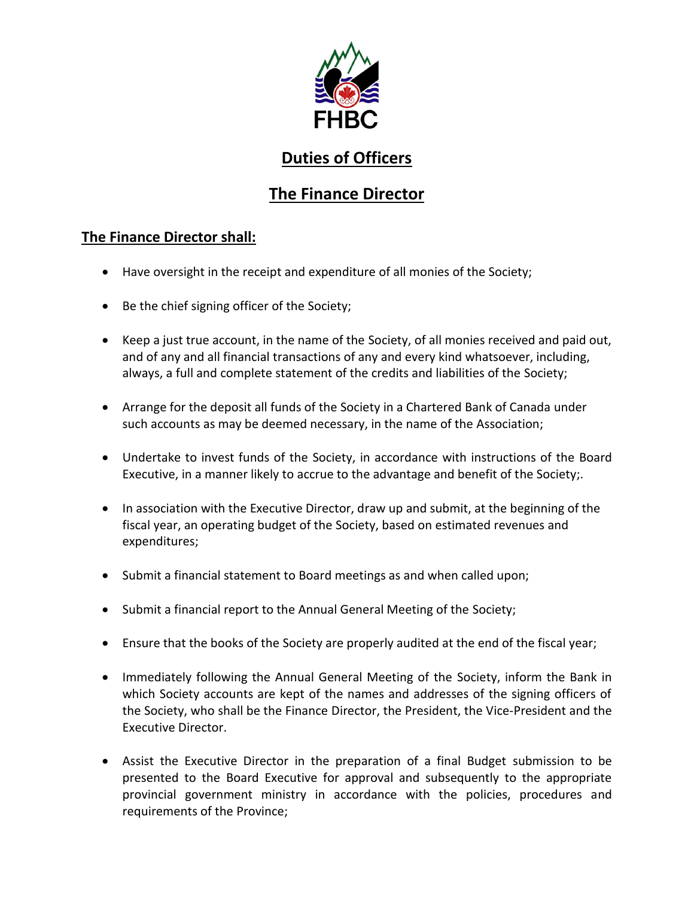FHBC

# Duties of Officers

# The Finance Director

## The Finance Director shall:

- Have oversight in the receipt and expenditure of all monies of the Society;
- Be the chief signing officer of the Society;
- Keep a just true account, in the name of the Society, of all monies received and paid out, and of any and all financial transactions of any and every kind whatsoever, including, always, a full and complete statement of the credits and liabilities of the Society;
- Arrange for the deposit all funds of the Society in a Chartered Bank of Canada under such accounts as may be deemed necessary, in the name of the Association;
- Undertake to invest funds of the Society, in accordance with instructions of the Board Executive, in a manner likely to accrue to the advantage and benefit of the Society;.
- In association with the Executive Director, draw up and submit, at the beginning of the fiscal year, an operating budget of the Society, based on estimated revenues and expenditures;
- Submit a financial statement to Board meetings as and when called upon;
- Submit a financial report to the Annual General Meeting of the Society;
- Ensure that the books of the Society are properly audited at the end of the fiscal year;
- Immediately following the Annual General Meeting of the Society, inform the Bank in which Society accounts are kept of the names and addresses of the signing officers of the Society, who shall be the Finance Director, the President, the Vice-President and the Executive Director.
- Assist the Executive Director in the preparation of a final Budget submission to be presented to the Board Executive for approval and subsequently to the appropriate provincial government ministry in accordance with the policies, procedures and requirements of the Province;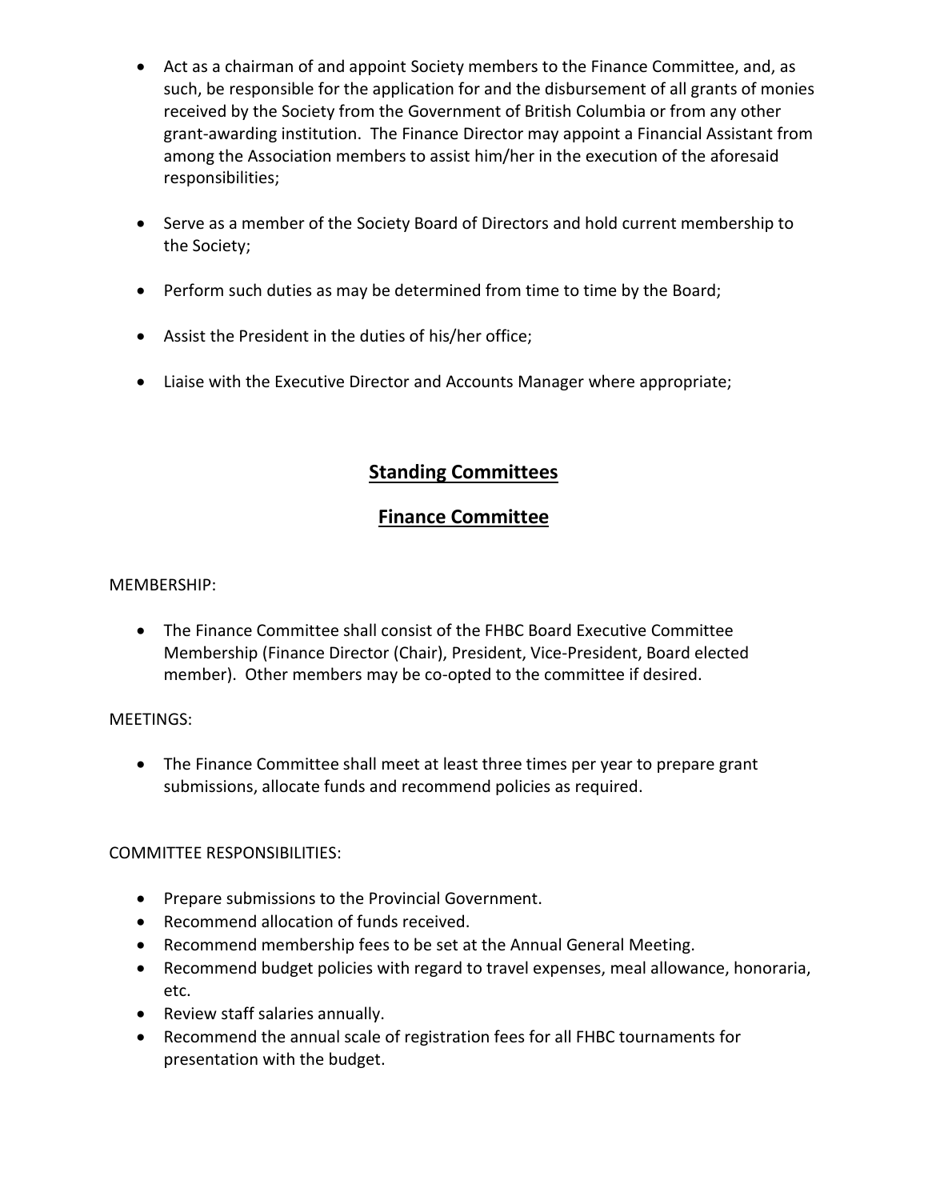- Act as a chairman of and appoint Society members to the Finance Committee, and, as such, be responsible for the application for and the disbursement of all grants of monies received by the Society from the Government of British Columbia or from any other grant-awarding institution. The Finance Director may appoint a Financial Assistant from among the Association members to assist him/her in the execution of the aforesaid responsibilities;

- Serve as a member of the Society Board of Directors and hold current membership to the Society;

- Perform such duties as may be determined from time to time by the Board;

- Assist the President in the duties of his/her office;

- Liaise with the Executive Director and Accounts Manager where appropriate;

## Standing Committees

## Finance Committee

MEMBERSHIP:

- The Finance Committee shall consist of the FHBC Board Executive Committee Membership (Finance Director (Chair), President, Vice-President, Board elected member). Other members may be co-opted to the committee if desired.

MEETINGS:

- The Finance Committee shall meet at least three times per year to prepare grant submissions, allocate funds and recommend policies as required.

COMMITTEE RESPONSIBILITIES:

- Prepare submissions to the Provincial Government.
- Recommend allocation of funds received.
- Recommend membership fees to be set at the Annual General Meeting.
- Recommend budget policies with regard to travel expenses, meal allowance, honoraria, etc.
- Review staff salaries annually.
- Recommend the annual scale of registration fees for all FHBC tournaments for presentation with the budget.